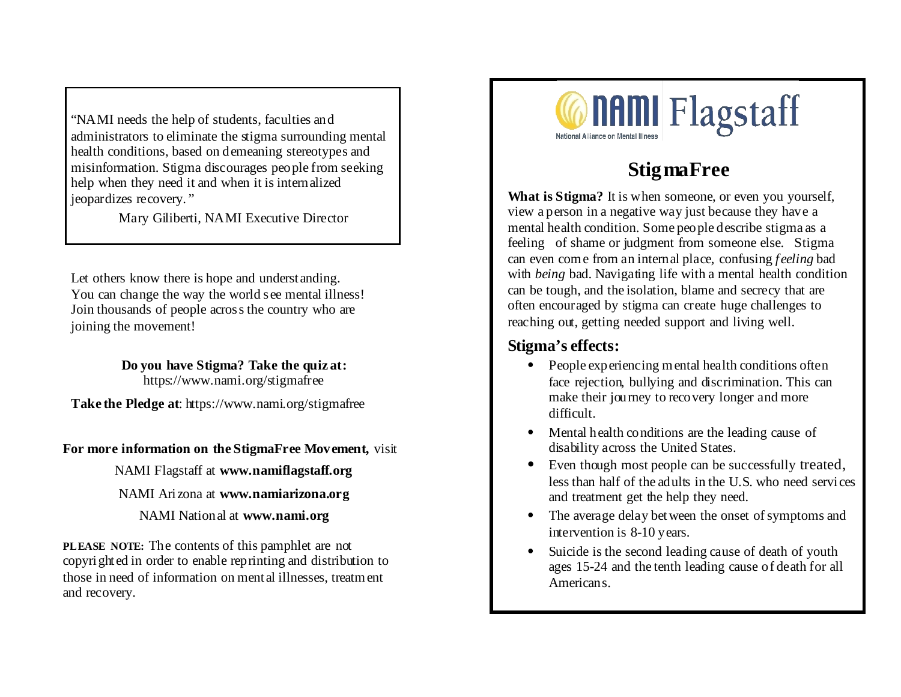"NAMI needs the help of students, faculties and administrators to eliminate the stigma surrounding mental health conditions, based on demeaning stereotypes and misinformation. Stigma discourages people from seeking help when they need it and when it is internalized jeopardizes recovery."

Mary Giliberti, NAMI Executive Director

Let others know there is hope and understanding. You can change the way the world see mental illness! Join thousands of people across the country who are joining the movement!

**Do you have Stigma? Take the quiz at:** https://www.nami.org/stigmafree

**Take the Pledge at**: https://www.nami.org/stigmafree

**For more information on the StigmaFree Movement,** visit

NAMI Flagstaff at **www.namiflagstaff.org**

NAMI Arizona at **www.namiarizona.org**

NAMI National at **www.nami.org**

**PLEASE NOTE:** The contents of this pamphlet are not copyrighted in order to enable reprinting and distribution to those in need of information on mental illnesses, treatment and recovery.

NAMI Flagstaff

National Alliance on Mental Illness

# StigmaFree

**What is Stigma?** It is when someone, or even you yourself, view a person in a negative way just because they have a mental health condition. Some people describe stigma as a feeling of shame or judgment from someone else. Stigma can even come from an internal place, confusing *feeling* bad with *being* bad. Navigating life with a mental health condition can be tough, and the isolation, blame and secrecy that are often encouraged by stigma can create huge challenges to reaching out, getting needed support and living well.

## Stigma's effects:

- People experiencing mental health conditions often face rejection, bullying and discrimination. This can make their journey to recovery longer and more difficult.
- Mental health conditions are the leading cause of disability across the United States.
- Even though most people can be successfully treated, less than half of the adults in the U.S. who need services and treatment get the help they need.
- The average delay between the onset of symptoms and intervention is 8-10 years.
- Suicide is the second leading cause of death of youth ages 15-24 and the tenth leading cause of death for all Americans.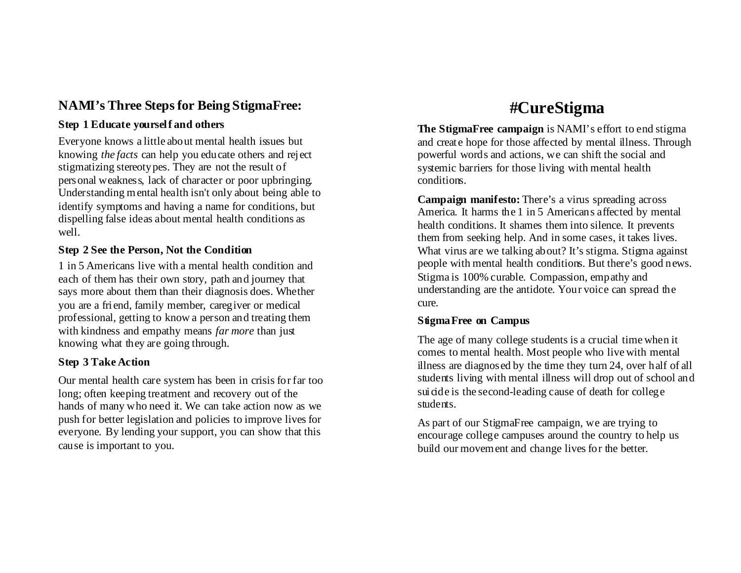## NAMI's Three Steps for Being StigmaFree:

### Step 1 Educate yourself and others

Everyone knows a little about mental health issues but knowing *the facts* can help you educate others and reject stigmatizing stereotypes. They are not the result of personal weakness, lack of character or poor upbringing. Understanding mental health isn't only about being able to identify symptoms and having a name for conditions, but dispelling false ideas about mental health conditions as well.

### Step 2 See the Person, Not the Condition

1 in 5 Americans live with a mental health condition and each of them has their own story, path and journey that says more about them than their diagnosis does. Whether you are a friend, family member, caregiver or medical professional, getting to know a person and treating them with kindness and empathy means *far more* than just knowing what they are going through.

### Step 3 Take Action

Our mental health care system has been in crisis for far too long; often keeping treatment and recovery out of the hands of many who need it. We can take action now as we push for better legislation and policies to improve lives for everyone. By lending your support, you can show that this cause is important to you.

# #CureStigma

**The StigmaFree campaign** is NAMI's effort to end stigma and create hope for those affected by mental illness. Through powerful words and actions, we can shift the social and systemic barriers for those living with mental health conditions.

**Campaign manifesto:** There's a virus spreading across America. It harms the 1 in 5 Americans affected by mental health conditions. It shames them into silence. It prevents them from seeking help. And in some cases, it takes lives. What virus are we talking about? It's stigma. Stigma against people with mental health conditions. But there's good news. Stigma is 100% curable. Compassion, empathy and understanding are the antidote. Your voice can spread the cure.

### StigmaFree on Campus

The age of many college students is a crucial time when it comes to mental health. Most people who live with mental illness are diagnosed by the time they turn 24, over half of all students living with mental illness will drop out of school and suicide is the second-leading cause of death for college students.

As part of our StigmaFree campaign, we are trying to encourage college campuses around the country to help us build our movement and change lives for the better.